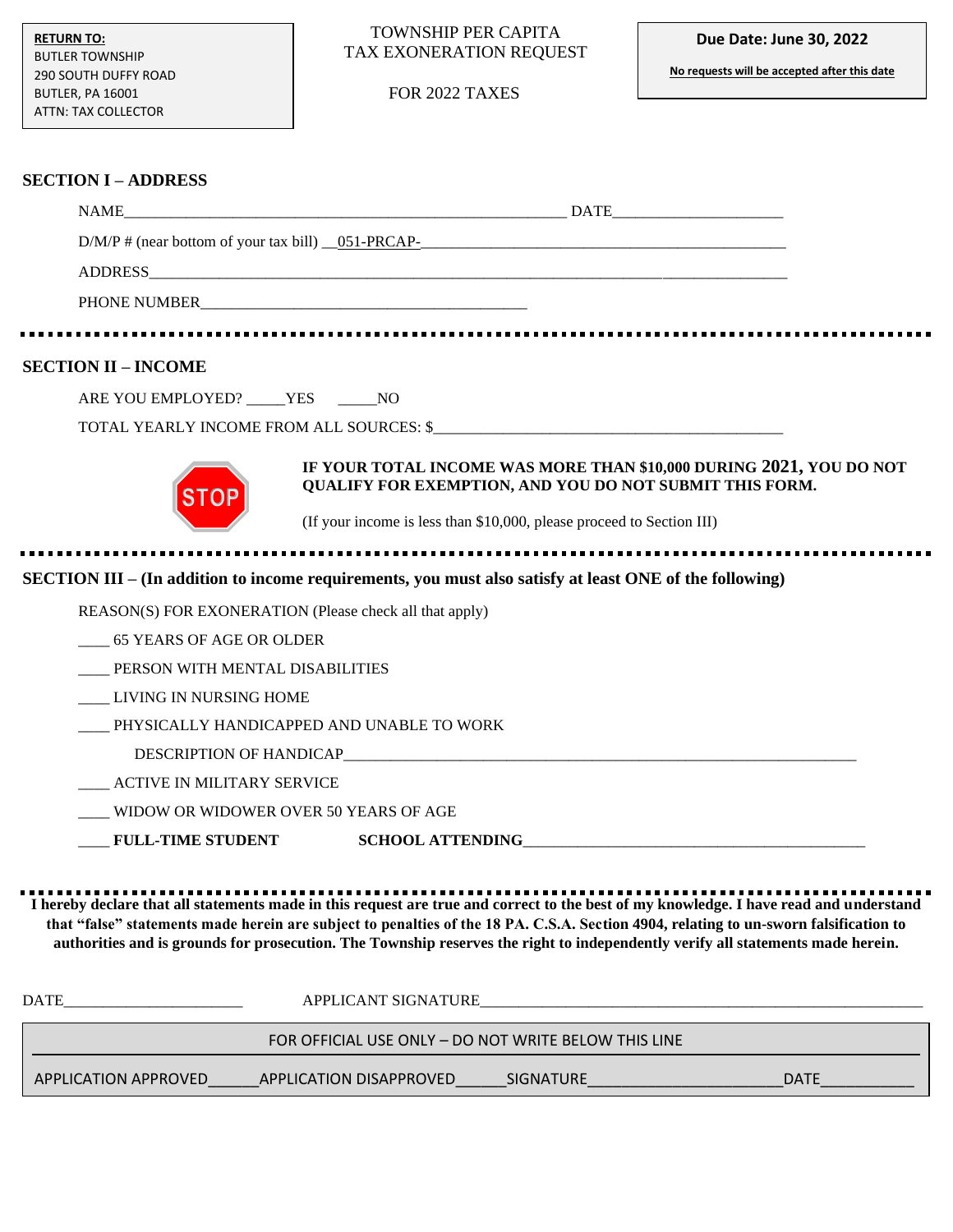**RETURN TO:**
BUTLER TOWNSHIP
290 SOUTH DUFFY ROAD
BUTLER, PA 16001
ATTN: TAX COLLECTOR

# TOWNSHIP PER CAPITA TAX EXONERATION REQUEST

FOR 2022 TAXES

**Due Date: June 30, 2022**

**No requests will be accepted after this date**

## SECTION I – ADDRESS

NAME_______________________________________________ DATE____________________

D/M/P # (near bottom of your tax bill) __051-PRCAP-_____________________________________

ADDRESS_________________________________________________________________________

PHONE NUMBER__________________________________

## SECTION II – INCOME

ARE YOU EMPLOYED? _____YES _____NO

TOTAL YEARLY INCOME FROM ALL SOURCES: $_________________________________________

STOP

**IF YOUR TOTAL INCOME WAS MORE THAN $10,000 DURING 2021, YOU DO NOT QUALIFY FOR EXEMPTION, AND YOU DO NOT SUBMIT THIS FORM.**

(If your income is less than $10,000, please proceed to Section III)

## SECTION III – (In addition to income requirements, you must also satisfy at least ONE of the following)

REASON(S) FOR EXONERATION (Please check all that apply)

____ 65 YEARS OF AGE OR OLDER

____ PERSON WITH MENTAL DISABILITIES

____ LIVING IN NURSING HOME

____ PHYSICALLY HANDICAPPED AND UNABLE TO WORK

DESCRIPTION OF HANDICAP_______________________________________________________________

____ ACTIVE IN MILITARY SERVICE

____ WIDOW OR WIDOWER OVER 50 YEARS OF AGE

____ **FULL-TIME STUDENT** **SCHOOL ATTENDING**________________________________________

**I hereby declare that all statements made in this request are true and correct to the best of my knowledge. I have read and understand that "false" statements made herein are subject to penalties of the 18 PA. C.S.A. Section 4904, relating to un-sworn falsification to authorities and is grounds for prosecution. The Township reserves the right to independently verify all statements made herein.**

DATE______________________ APPLICANT SIGNATURE__________________________________________________

FOR OFFICIAL USE ONLY – DO NOT WRITE BELOW THIS LINE

APPLICATION APPROVED______APPLICATION DISAPPROVED______SIGNATURE______________________DATE___________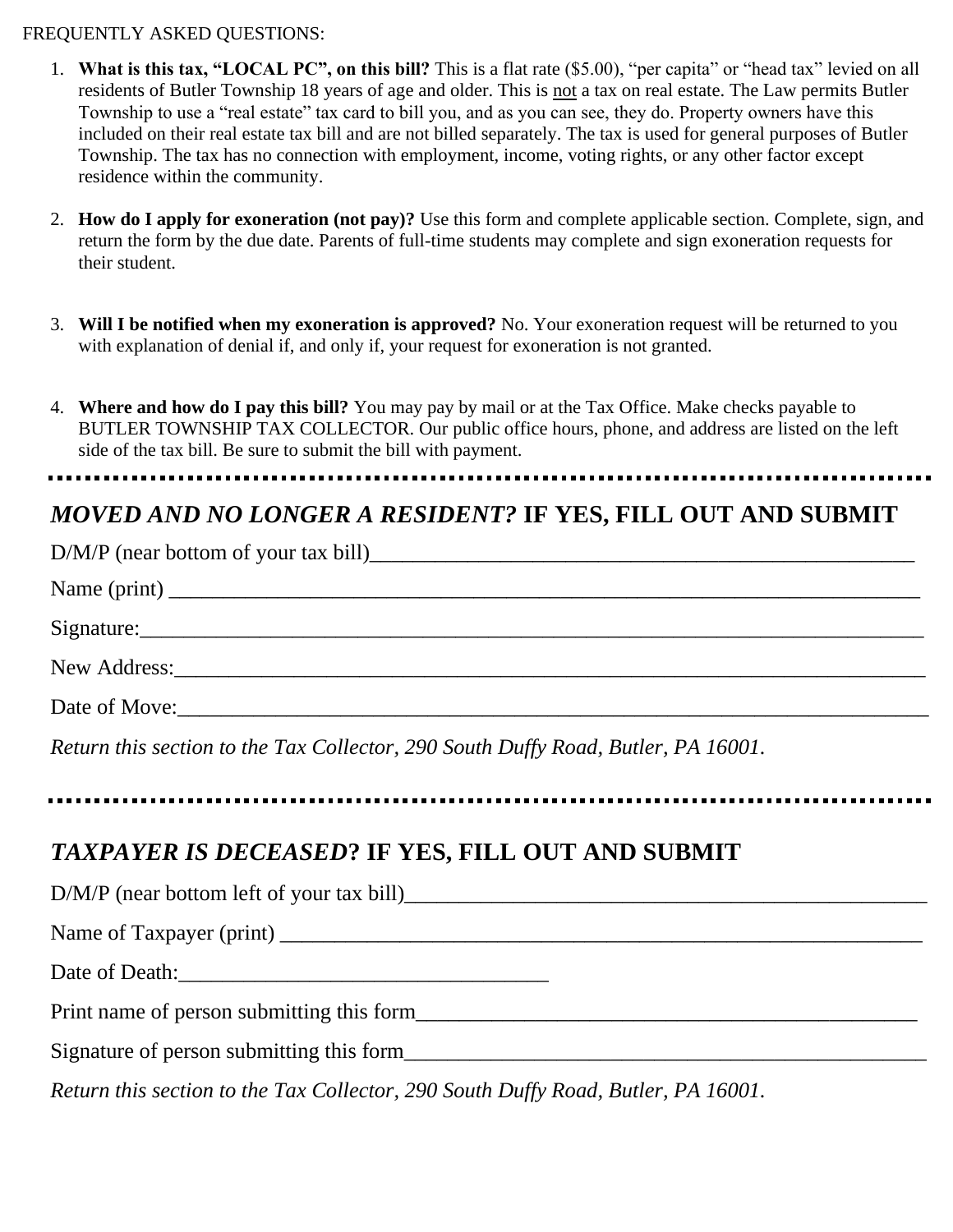FREQUENTLY ASKED QUESTIONS:

1. **What is this tax, "LOCAL PC", on this bill?** This is a flat rate ($5.00), "per capita" or "head tax" levied on all residents of Butler Township 18 years of age and older. This is not a tax on real estate. The Law permits Butler Township to use a "real estate" tax card to bill you, and as you can see, they do. Property owners have this included on their real estate tax bill and are not billed separately. The tax is used for general purposes of Butler Township. The tax has no connection with employment, income, voting rights, or any other factor except residence within the community.

2. **How do I apply for exoneration (not pay)?** Use this form and complete applicable section. Complete, sign, and return the form by the due date. Parents of full-time students may complete and sign exoneration requests for their student.

3. **Will I be notified when my exoneration is approved?** No. Your exoneration request will be returned to you with explanation of denial if, and only if, your request for exoneration is not granted.

4. **Where and how do I pay this bill?** You may pay by mail or at the Tax Office. Make checks payable to BUTLER TOWNSHIP TAX COLLECTOR. Our public office hours, phone, and address are listed on the left side of the tax bill. Be sure to submit the bill with payment.

---

## *MOVED AND NO LONGER A RESIDENT?* IF YES, FILL OUT AND SUBMIT

D/M/P (near bottom of your tax bill)____________________________________________________

Name (print) ______________________________________________________________________

Signature:_________________________________________________________________________

New Address:______________________________________________________________________

Date of Move:______________________________________________________________________

*Return this section to the Tax Collector, 290 South Duffy Road, Butler, PA 16001.*

---

## *TAXPAYER IS DECEASED*? IF YES, FILL OUT AND SUBMIT

D/M/P (near bottom left of your tax bill)________________________________________________

Name of Taxpayer (print) _______________________________________________________________

Date of Death:___________________________________

Print name of person submitting this form_______________________________________________

Signature of person submitting this form_______________________________________________

*Return this section to the Tax Collector, 290 South Duffy Road, Butler, PA 16001.*